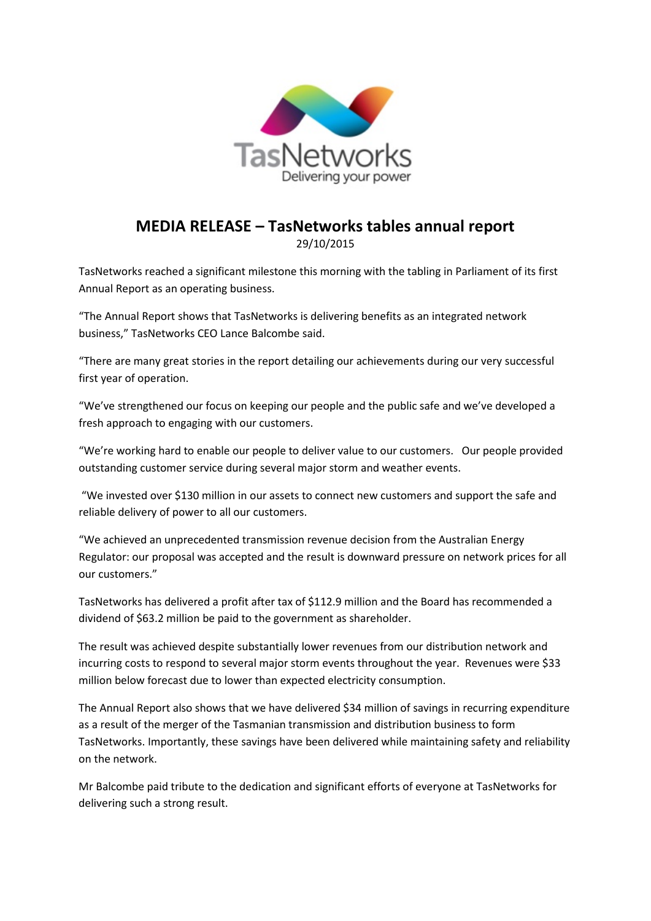TasNetworks
Delivering your power

# MEDIA RELEASE – TasNetworks tables annual report

29/10/2015

TasNetworks reached a significant milestone this morning with the tabling in Parliament of its first Annual Report as an operating business.

“The Annual Report shows that TasNetworks is delivering benefits as an integrated network business,” TasNetworks CEO Lance Balcombe said.

“There are many great stories in the report detailing our achievements during our very successful first year of operation.

“We’ve strengthened our focus on keeping our people and the public safe and we’ve developed a fresh approach to engaging with our customers.

“We’re working hard to enable our people to deliver value to our customers. Our people provided outstanding customer service during several major storm and weather events.

“We invested over $130 million in our assets to connect new customers and support the safe and reliable delivery of power to all our customers.

“We achieved an unprecedented transmission revenue decision from the Australian Energy Regulator: our proposal was accepted and the result is downward pressure on network prices for all our customers.”

TasNetworks has delivered a profit after tax of $112.9 million and the Board has recommended a dividend of $63.2 million be paid to the government as shareholder.

The result was achieved despite substantially lower revenues from our distribution network and incurring costs to respond to several major storm events throughout the year. Revenues were $33 million below forecast due to lower than expected electricity consumption.

The Annual Report also shows that we have delivered $34 million of savings in recurring expenditure as a result of the merger of the Tasmanian transmission and distribution business to form TasNetworks. Importantly, these savings have been delivered while maintaining safety and reliability on the network.

Mr Balcombe paid tribute to the dedication and significant efforts of everyone at TasNetworks for delivering such a strong result.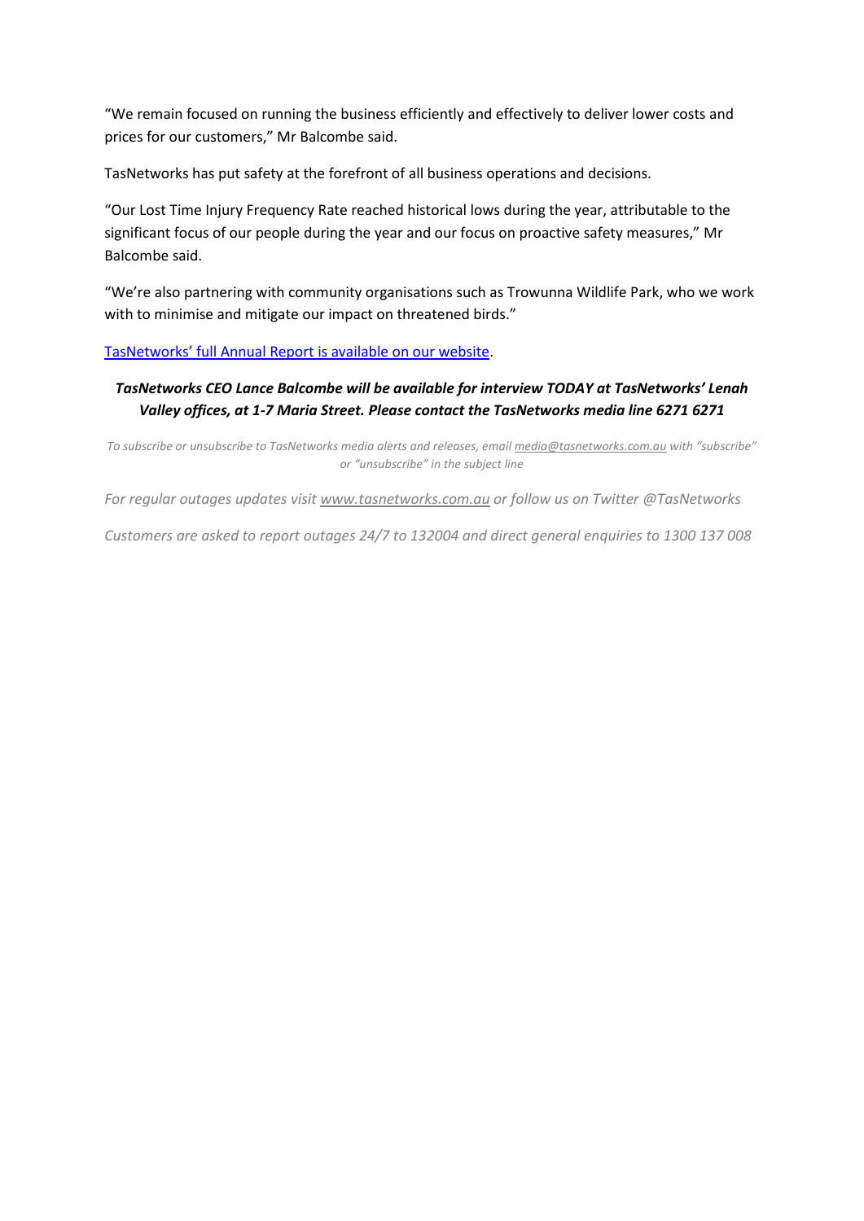"We remain focused on running the business efficiently and effectively to deliver lower costs and prices for our customers," Mr Balcombe said.

TasNetworks has put safety at the forefront of all business operations and decisions.

"Our Lost Time Injury Frequency Rate reached historical lows during the year, attributable to the significant focus of our people during the year and our focus on proactive safety measures," Mr Balcombe said.

"We're also partnering with community organisations such as Trowunna Wildlife Park, who we work with to minimise and mitigate our impact on threatened birds."

TasNetworks' full Annual Report is available on our website.

***TasNetworks CEO Lance Balcombe will be available for interview TODAY at TasNetworks' Lenah Valley offices, at 1-7 Maria Street. Please contact the TasNetworks media line 6271 6271***

*To subscribe or unsubscribe to TasNetworks media alerts and releases, email media@tasnetworks.com.au with "subscribe" or "unsubscribe" in the subject line*

*For regular outages updates visit www.tasnetworks.com.au or follow us on Twitter @TasNetworks*

*Customers are asked to report outages 24/7 to 132004 and direct general enquiries to 1300 137 008*